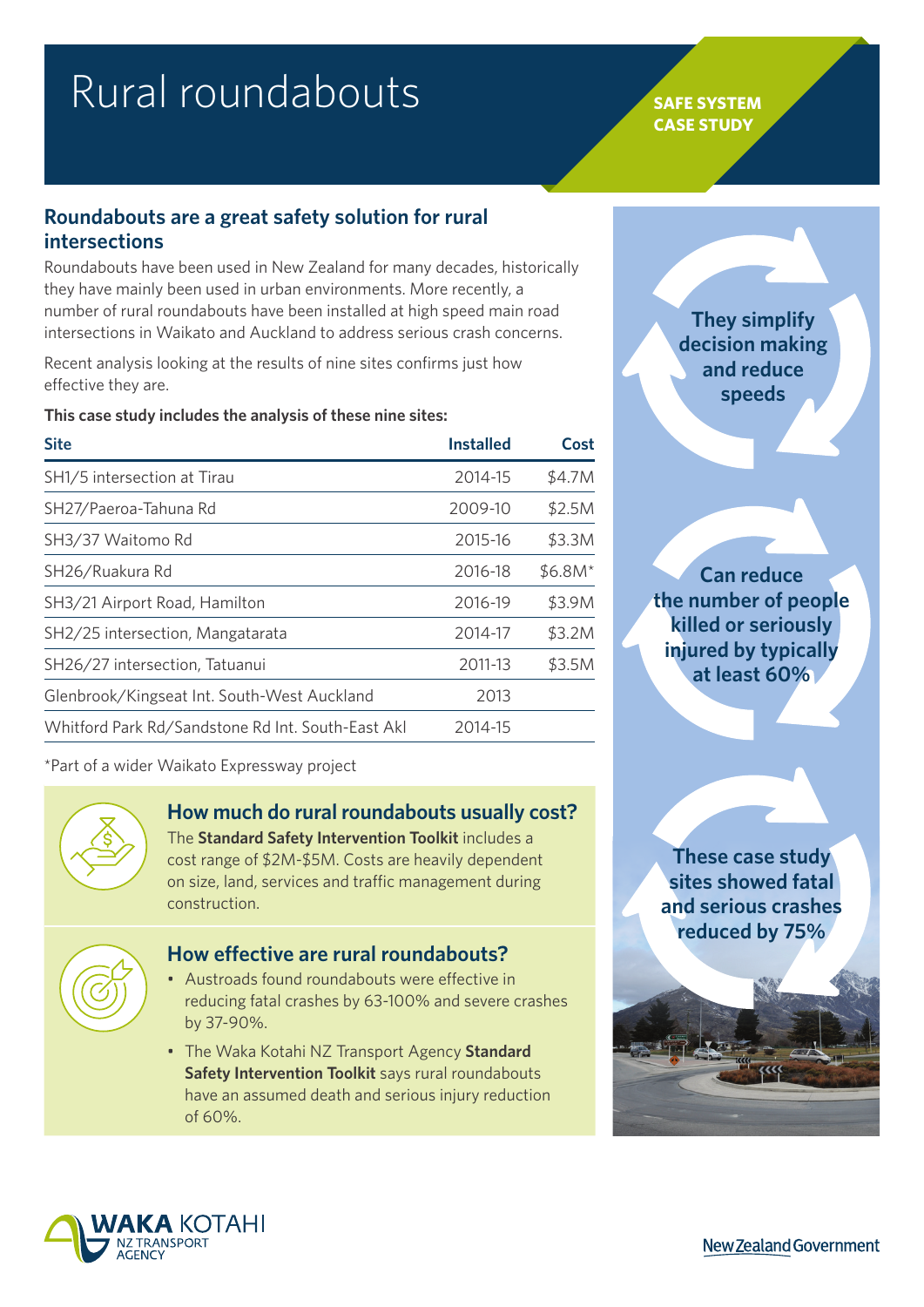# Rural roundabouts

**SAFE SYSTEM CASE STUDY**

## Roundabouts are a great safety solution for rural intersections

Roundabouts have been used in New Zealand for many decades, historically they have mainly been used in urban environments. More recently, a number of rural roundabouts have been installed at high speed main road intersections in Waikato and Auckland to address serious crash concerns.

Recent analysis looking at the results of nine sites confirms just how effective they are.

**This case study includes the analysis of these nine sites:**

| Site | Installed | Cost |
|---|---|---|
| SH1/5 intersection at Tirau | 2014-15 | $4.7M |
| SH27/Paeroa-Tahuna Rd | 2009-10 | $2.5M |
| SH3/37 Waitomo Rd | 2015-16 | $3.3M |
| SH26/Ruakura Rd | 2016-18 | $6.8M* |
| SH3/21 Airport Road, Hamilton | 2016-19 | $3.9M |
| SH2/25 intersection, Mangatarata | 2014-17 | $3.2M |
| SH26/27 intersection, Tatuanui | 2011-13 | $3.5M |
| Glenbrook/Kingseat Int. South-West Auckland | 2013 | |
| Whitford Park Rd/Sandstone Rd Int. South-East Akl | 2014-15 | |

*Part of a wider Waikato Expressway project

### How much do rural roundabouts usually cost?

The **Standard Safety Intervention Toolkit** includes a cost range of $2M-$5M. Costs are heavily dependent on size, land, services and traffic management during construction.

### How effective are rural roundabouts?

- Austroads found roundabouts were effective in reducing fatal crashes by 63-100% and severe crashes by 37-90%.
- The Waka Kotahi NZ Transport Agency **Standard Safety Intervention Toolkit** says rural roundabouts have an assumed death and serious injury reduction of 60%.

**They simplify decision making and reduce speeds**

**Can reduce the number of people killed or seriously injured by typically at least 60%**

**These case study sites showed fatal and serious crashes reduced by 75%**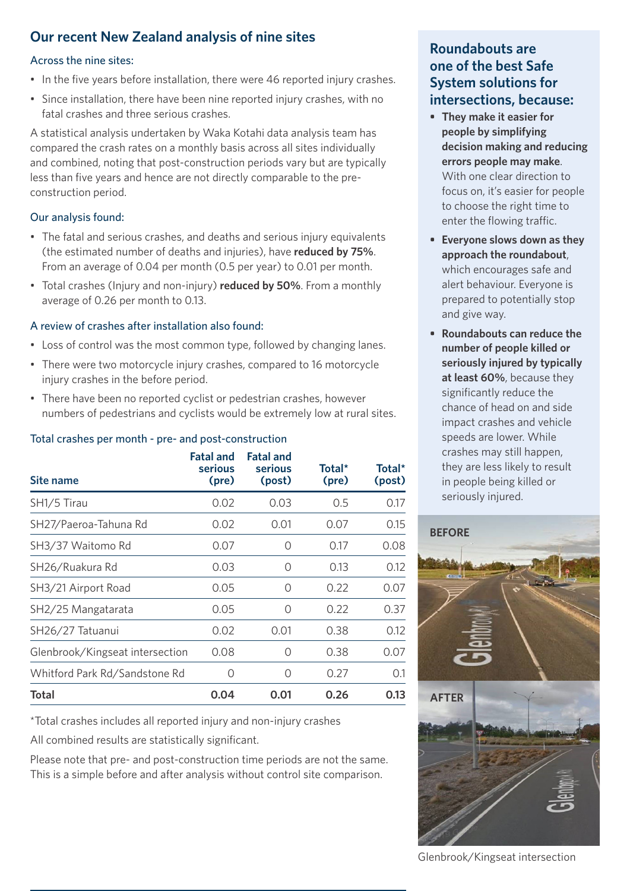## Our recent New Zealand analysis of nine sites

### Across the nine sites:

- In the five years before installation, there were 46 reported injury crashes.
- Since installation, there have been nine reported injury crashes, with no fatal crashes and three serious crashes.

A statistical analysis undertaken by Waka Kotahi data analysis team has compared the crash rates on a monthly basis across all sites individually and combined, noting that post-construction periods vary but are typically less than five years and hence are not directly comparable to the pre-construction period.

### Our analysis found:

- The fatal and serious crashes, and deaths and serious injury equivalents (the estimated number of deaths and injuries), have **reduced by 75%**. From an average of 0.04 per month (0.5 per year) to 0.01 per month.
- Total crashes (Injury and non-injury) **reduced by 50%**. From a monthly average of 0.26 per month to 0.13.

### A review of crashes after installation also found:

- Loss of control was the most common type, followed by changing lanes.
- There were two motorcycle injury crashes, compared to 16 motorcycle injury crashes in the before period.
- There have been no reported cyclist or pedestrian crashes, however numbers of pedestrians and cyclists would be extremely low at rural sites.

### Total crashes per month - pre- and post-construction

| Site name | Fatal and serious (pre) | Fatal and serious (post) | Total* (pre) | Total* (post) |
|---|---|---|---|---|
| SH1/5 Tirau | 0.02 | 0.03 | 0.5 | 0.17 |
| SH27/Paeroa-Tahuna Rd | 0.02 | 0.01 | 0.07 | 0.15 |
| SH3/37 Waitomo Rd | 0.07 | 0 | 0.17 | 0.08 |
| SH26/Ruakura Rd | 0.03 | 0 | 0.13 | 0.12 |
| SH3/21 Airport Road | 0.05 | 0 | 0.22 | 0.07 |
| SH2/25 Mangatarata | 0.05 | 0 | 0.22 | 0.37 |
| SH26/27 Tatuanui | 0.02 | 0.01 | 0.38 | 0.12 |
| Glenbrook/Kingseat intersection | 0.08 | 0 | 0.38 | 0.07 |
| Whitford Park Rd/Sandstone Rd | 0 | 0 | 0.27 | 0.1 |
| **Total** | **0.04** | **0.01** | **0.26** | **0.13** |

*Total crashes includes all reported injury and non-injury crashes

All combined results are statistically significant.

Please note that pre- and post-construction time periods are not the same. This is a simple before and after analysis without control site comparison.

## Roundabouts are one of the best Safe System solutions for intersections, because:

- **They make it easier for people by simplifying decision making and reducing errors people may make**. With one clear direction to focus on, it's easier for people to choose the right time to enter the flowing traffic.
- **Everyone slows down as they approach the roundabout**, which encourages safe and alert behaviour. Everyone is prepared to potentially stop and give way.
- **Roundabouts can reduce the number of people killed or seriously injured by typically at least 60%**, because they significantly reduce the chance of head on and side impact crashes and vehicle speeds are lower. While crashes may still happen, they are less likely to result in people being killed or seriously injured.

BEFORE

AFTER

Glenbrook/Kingseat intersection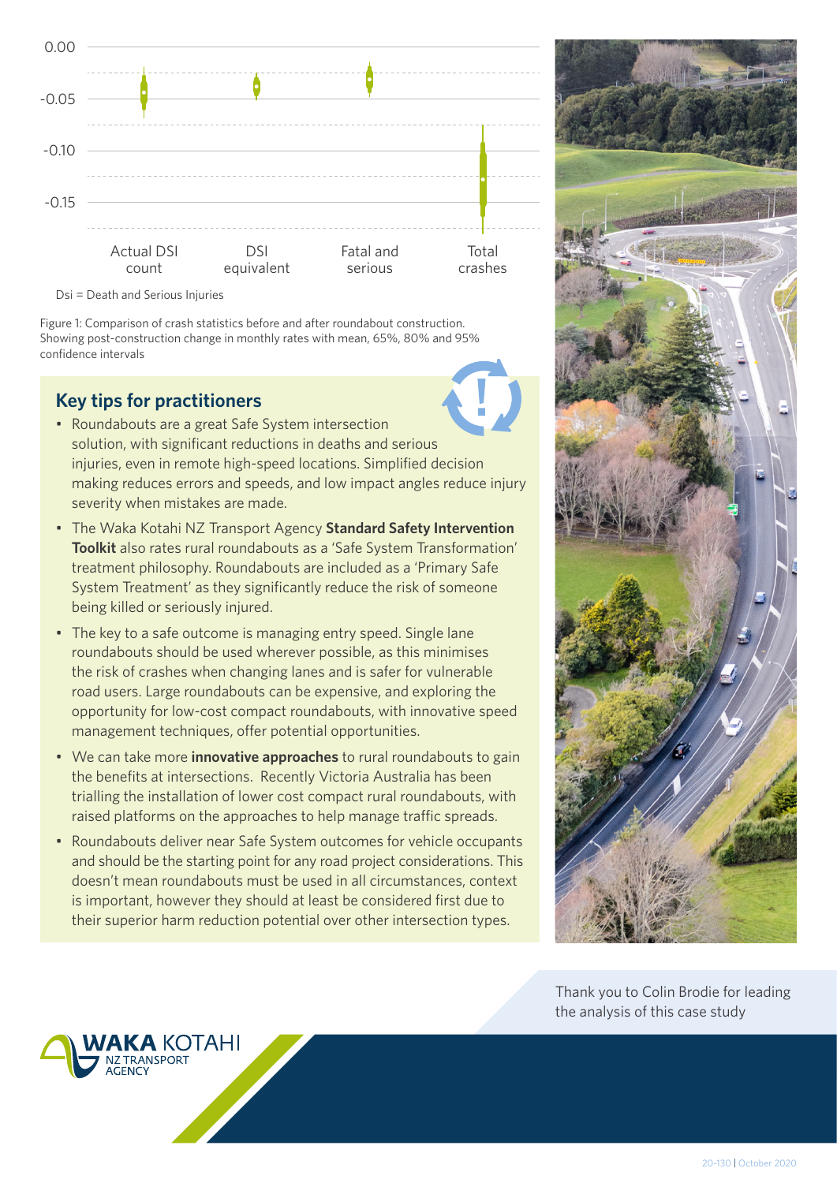0.00
-0.05
-0.10
-0.15

Actual DSI count
DSI equivalent
Fatal and serious
Total crashes

Dsi = Death and Serious Injuries

Figure 1: Comparison of crash statistics before and after roundabout construction. Showing post-construction change in monthly rates with mean, 65%, 80% and 95% confidence intervals

## Key tips for practitioners

- Roundabouts are a great Safe System intersection solution, with significant reductions in deaths and serious injuries, even in remote high-speed locations. Simplified decision making reduces errors and speeds, and low impact angles reduce injury severity when mistakes are made.
- The Waka Kotahi NZ Transport Agency **Standard Safety Intervention Toolkit** also rates rural roundabouts as a 'Safe System Transformation' treatment philosophy. Roundabouts are included as a 'Primary Safe System Treatment' as they significantly reduce the risk of someone being killed or seriously injured.
- The key to a safe outcome is managing entry speed. Single lane roundabouts should be used wherever possible, as this minimises the risk of crashes when changing lanes and is safer for vulnerable road users. Large roundabouts can be expensive, and exploring the opportunity for low-cost compact roundabouts, with innovative speed management techniques, offer potential opportunities.
- We can take more **innovative approaches** to rural roundabouts to gain the benefits at intersections. Recently Victoria Australia has been trialling the installation of lower cost compact rural roundabouts, with raised platforms on the approaches to help manage traffic spreads.
- Roundabouts deliver near Safe System outcomes for vehicle occupants and should be the starting point for any road project considerations. This doesn't mean roundabouts must be used in all circumstances, context is important, however they should at least be considered first due to their superior harm reduction potential over other intersection types.

Thank you to Colin Brodie for leading the analysis of this case study

WAKA KOTAHI NZ TRANSPORT AGENCY

20-130 | October 2020